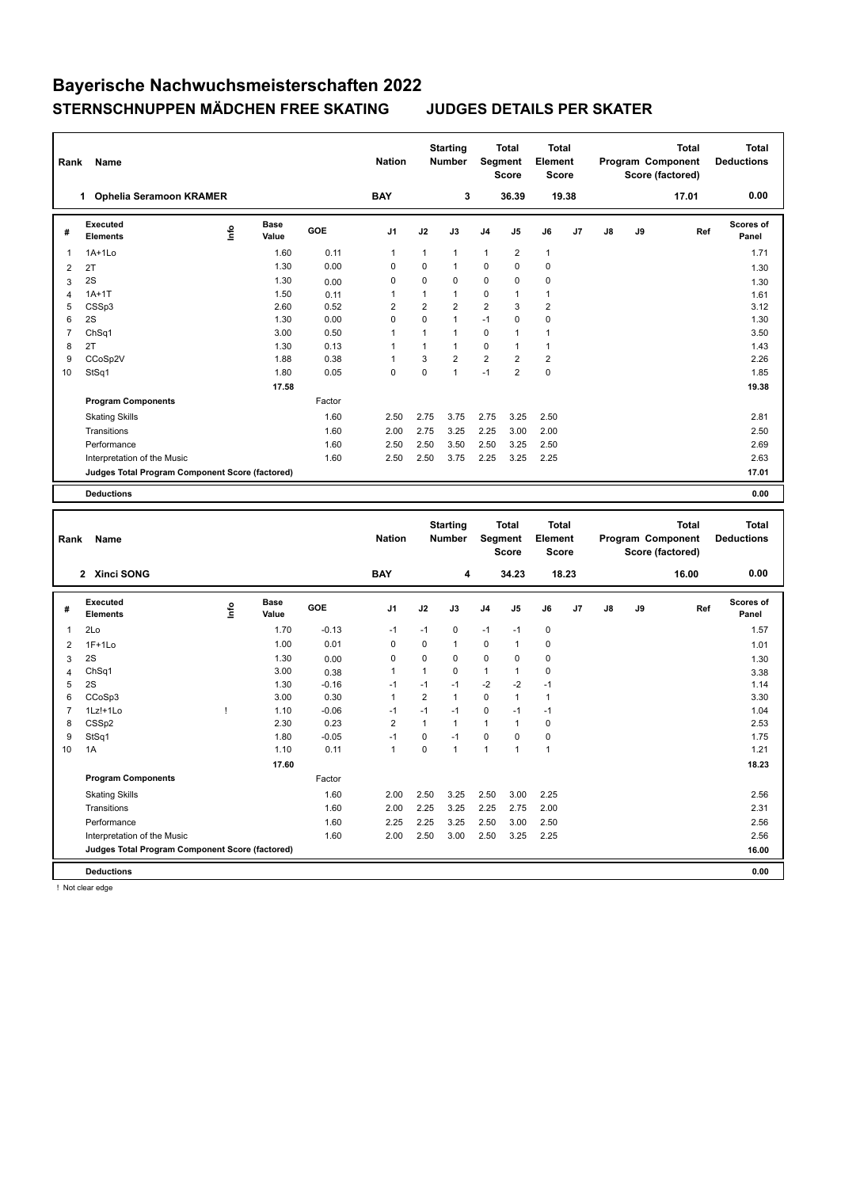# Bayerische Nachwuchsmeisterschaften 2022

## STERNSCHNUPPEN MÄDCHEN FREE SKATING     JUDGES DETAILS PER SKATER

| Rank | Name | Nation | Starting Number | Total Segment Score | Total Element Score | Total Program Component Score (factored) | Total Deductions |
|---|---|---|---|---|---|---|---|
| 1 | Ophelia Seramoon KRAMER | BAY | 3 | 36.39 | 19.38 | 17.01 | 0.00 |

| # | Executed Elements | Info | Base Value | GOE | J1 | J2 | J3 | J4 | J5 | J6 | J7 | J8 | J9 | Ref | Scores of Panel |
|---|---|---|---|---|---|---|---|---|---|---|---|---|---|---|---|
| 1 | 1A+1Lo | | 1.60 | 0.11 | 1 | 1 | 1 | 1 | 2 | 1 | | | | | 1.71 |
| 2 | 2T | | 1.30 | 0.00 | 0 | 0 | 1 | 0 | 0 | 0 | | | | | 1.30 |
| 3 | 2S | | 1.30 | 0.00 | 0 | 0 | 0 | 0 | 0 | 0 | | | | | 1.30 |
| 4 | 1A+1T | | 1.50 | 0.11 | 1 | 1 | 1 | 0 | 1 | 1 | | | | | 1.61 |
| 5 | CSSp3 | | 2.60 | 0.52 | 2 | 2 | 2 | 2 | 3 | 2 | | | | | 3.12 |
| 6 | 2S | | 1.30 | 0.00 | 0 | 0 | 1 | -1 | 0 | 0 | | | | | 1.30 |
| 7 | ChSq1 | | 3.00 | 0.50 | 1 | 1 | 1 | 0 | 1 | 1 | | | | | 3.50 |
| 8 | 2T | | 1.30 | 0.13 | 1 | 1 | 1 | 0 | 1 | 1 | | | | | 1.43 |
| 9 | CCoSp2V | | 1.88 | 0.38 | 1 | 3 | 2 | 2 | 2 | 2 | | | | | 2.26 |
| 10 | StSq1 | | 1.80 | 0.05 | 0 | 0 | 1 | -1 | 2 | 0 | | | | | 1.85 |
| | | | 17.58 | | | | | | | | | | | | 19.38 |

| Program Components | Factor | J1 | J2 | J3 | J4 | J5 | J6 | J7 | J8 | J9 | Scores of Panel |
|---|---|---|---|---|---|---|---|---|---|---|---|
| Skating Skills | 1.60 | 2.50 | 2.75 | 3.75 | 2.75 | 3.25 | 2.50 | | | | 2.81 |
| Transitions | 1.60 | 2.00 | 2.75 | 3.25 | 2.25 | 3.00 | 2.00 | | | | 2.50 |
| Performance | 1.60 | 2.50 | 2.50 | 3.50 | 2.50 | 3.25 | 2.50 | | | | 2.69 |
| Interpretation of the Music | 1.60 | 2.50 | 2.50 | 3.75 | 2.25 | 3.25 | 2.25 | | | | 2.63 |
| Judges Total Program Component Score (factored) | | | | | | | | | | | 17.01 |

| Deductions | 0.00 |
|---|---|

| Rank | Name | Nation | Starting Number | Total Segment Score | Total Element Score | Total Program Component Score (factored) | Total Deductions |
|---|---|---|---|---|---|---|---|
| 2 | Xinci SONG | BAY | 4 | 34.23 | 18.23 | 16.00 | 0.00 |

| # | Executed Elements | Info | Base Value | GOE | J1 | J2 | J3 | J4 | J5 | J6 | J7 | J8 | J9 | Ref | Scores of Panel |
|---|---|---|---|---|---|---|---|---|---|---|---|---|---|---|---|
| 1 | 2Lo | | 1.70 | -0.13 | -1 | -1 | 0 | -1 | -1 | 0 | | | | | 1.57 |
| 2 | 1F+1Lo | | 1.00 | 0.01 | 0 | 0 | 1 | 0 | 1 | 0 | | | | | 1.01 |
| 3 | 2S | | 1.30 | 0.00 | 0 | 0 | 0 | 0 | 0 | 0 | | | | | 1.30 |
| 4 | ChSq1 | | 3.00 | 0.38 | 1 | 1 | 0 | 1 | 1 | 0 | | | | | 3.38 |
| 5 | 2S | | 1.30 | -0.16 | -1 | -1 | -1 | -2 | -2 | -1 | | | | | 1.14 |
| 6 | CCoSp3 | | 3.00 | 0.30 | 1 | 2 | 1 | 0 | 1 | 1 | | | | | 3.30 |
| 7 | 1Lz!+1Lo | ! | 1.10 | -0.06 | -1 | -1 | -1 | 0 | -1 | -1 | | | | | 1.04 |
| 8 | CSSp2 | | 2.30 | 0.23 | 2 | 1 | 1 | 1 | 1 | 0 | | | | | 2.53 |
| 9 | StSq1 | | 1.80 | -0.05 | -1 | 0 | -1 | 0 | 0 | 0 | | | | | 1.75 |
| 10 | 1A | | 1.10 | 0.11 | 1 | 0 | 1 | 1 | 1 | 1 | | | | | 1.21 |
| | | | 17.60 | | | | | | | | | | | | 18.23 |

| Program Components | Factor | J1 | J2 | J3 | J4 | J5 | J6 | J7 | J8 | J9 | Scores of Panel |
|---|---|---|---|---|---|---|---|---|---|---|---|
| Skating Skills | 1.60 | 2.00 | 2.50 | 3.25 | 2.50 | 3.00 | 2.25 | | | | 2.56 |
| Transitions | 1.60 | 2.00 | 2.25 | 3.25 | 2.25 | 2.75 | 2.00 | | | | 2.31 |
| Performance | 1.60 | 2.25 | 2.25 | 3.25 | 2.50 | 3.00 | 2.50 | | | | 2.56 |
| Interpretation of the Music | 1.60 | 2.00 | 2.50 | 3.00 | 2.50 | 3.25 | 2.25 | | | | 2.56 |
| Judges Total Program Component Score (factored) | | | | | | | | | | | 16.00 |

| Deductions | 0.00 |
|---|---|

! Not clear edge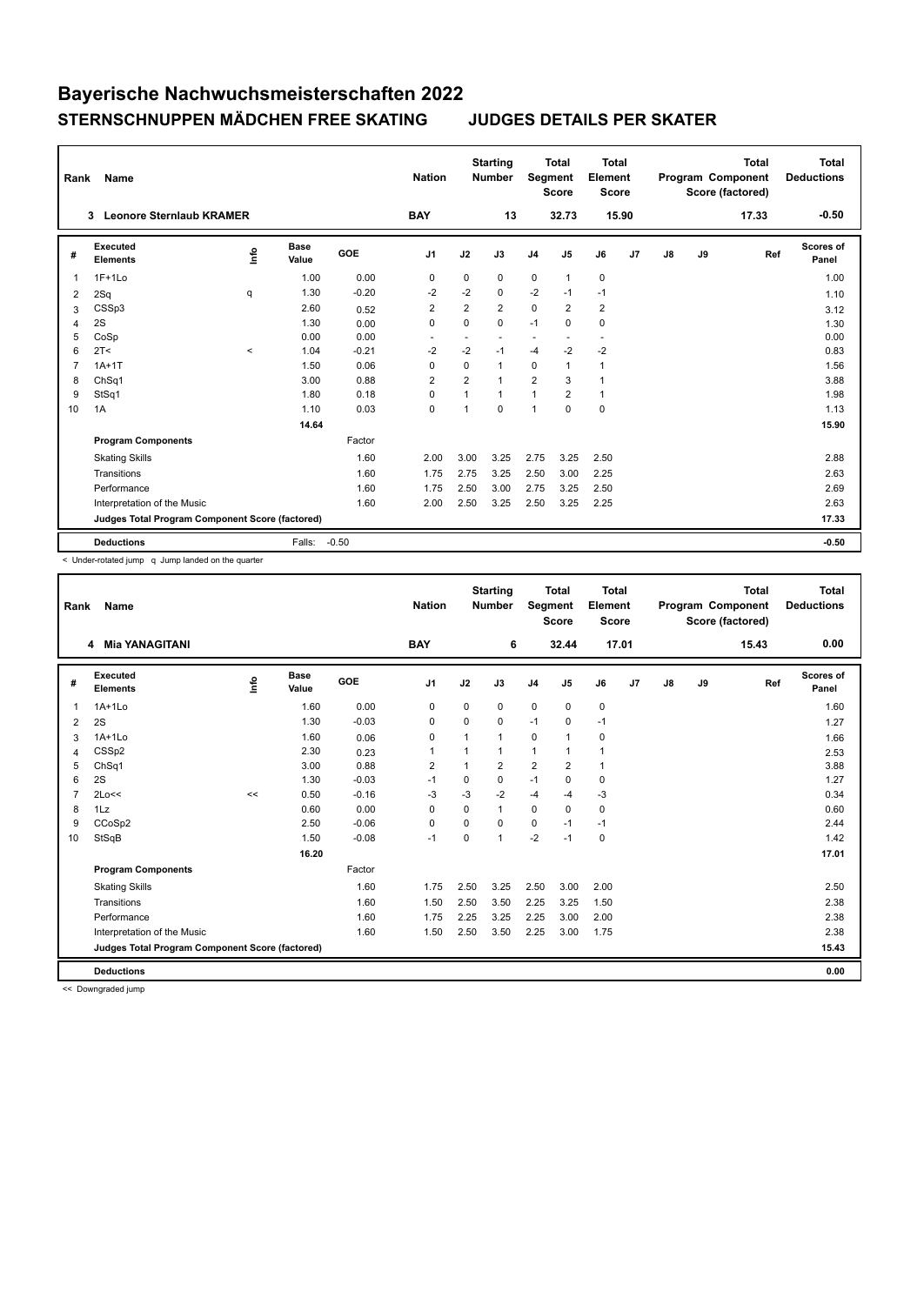# Bayerische Nachwuchsmeisterschaften 2022

## STERNSCHNUPPEN MÄDCHEN FREE SKATING JUDGES DETAILS PER SKATER

| Rank | Name | Nation | Starting Number | Total Segment Score | Total Element Score | Total Program Component Score (factored) | Total Deductions |
|---|---|---|---|---|---|---|---|
| 3 | Leonore Sternlaub KRAMER | BAY | 13 | 32.73 | 15.90 | 17.33 | -0.50 |

| # | Executed Elements | Info | Base Value | GOE | J1 | J2 | J3 | J4 | J5 | J6 | J7 | J8 | J9 | Ref | Scores of Panel |
|---|---|---|---|---|---|---|---|---|---|---|---|---|---|---|---|
| 1 | 1F+1Lo | | 1.00 | 0.00 | 0 | 0 | 0 | 0 | 1 | 0 | | | | | 1.00 |
| 2 | 2Sq | q | 1.30 | -0.20 | -2 | -2 | 0 | -2 | -1 | -1 | | | | | 1.10 |
| 3 | CSSp3 | | 2.60 | 0.52 | 2 | 2 | 2 | 0 | 2 | 2 | | | | | 3.12 |
| 4 | 2S | | 1.30 | 0.00 | 0 | 0 | 0 | -1 | 0 | 0 | | | | | 1.30 |
| 5 | CoSp | | 0.00 | 0.00 | - | - | - | - | - | - | | | | | 0.00 |
| 6 | 2T< | < | 1.04 | -0.21 | -2 | -2 | -1 | -4 | -2 | -2 | | | | | 0.83 |
| 7 | 1A+1T | | 1.50 | 0.06 | 0 | 0 | 1 | 0 | 1 | 1 | | | | | 1.56 |
| 8 | ChSq1 | | 3.00 | 0.88 | 2 | 2 | 1 | 2 | 3 | 1 | | | | | 3.88 |
| 9 | StSq1 | | 1.80 | 0.18 | 0 | 1 | 1 | 1 | 2 | 1 | | | | | 1.98 |
| 10 | 1A | | 1.10 | 0.03 | 0 | 1 | 0 | 1 | 0 | 0 | | | | | 1.13 |
| | | | 14.64 | | | | | | | | | | | | 15.90 |
| | **Program Components** | | | Factor | | | | | | | | | | | |
| | Skating Skills | | | 1.60 | 2.00 | 3.00 | 3.25 | 2.75 | 3.25 | 2.50 | | | | | 2.88 |
| | Transitions | | | 1.60 | 1.75 | 2.75 | 3.25 | 2.50 | 3.00 | 2.25 | | | | | 2.63 |
| | Performance | | | 1.60 | 1.75 | 2.50 | 3.00 | 2.75 | 3.25 | 2.50 | | | | | 2.69 |
| | Interpretation of the Music | | | 1.60 | 2.00 | 2.50 | 3.25 | 2.50 | 3.25 | 2.25 | | | | | 2.63 |
| | **Judges Total Program Component Score (factored)** | | | | | | | | | | | | | | 17.33 |
| | **Deductions** | | Falls: | -0.50 | | | | | | | | | | | -0.50 |

< Under-rotated jump q Jump landed on the quarter

| Rank | Name | Nation | Starting Number | Total Segment Score | Total Element Score | Total Program Component Score (factored) | Total Deductions |
|---|---|---|---|---|---|---|---|
| 4 | Mia YANAGITANI | BAY | 6 | 32.44 | 17.01 | 15.43 | 0.00 |

| # | Executed Elements | Info | Base Value | GOE | J1 | J2 | J3 | J4 | J5 | J6 | J7 | J8 | J9 | Ref | Scores of Panel |
|---|---|---|---|---|---|---|---|---|---|---|---|---|---|---|---|
| 1 | 1A+1Lo | | 1.60 | 0.00 | 0 | 0 | 0 | 0 | 0 | 0 | | | | | 1.60 |
| 2 | 2S | | 1.30 | -0.03 | 0 | 0 | 0 | -1 | 0 | -1 | | | | | 1.27 |
| 3 | 1A+1Lo | | 1.60 | 0.06 | 0 | 1 | 1 | 0 | 1 | 0 | | | | | 1.66 |
| 4 | CSSp2 | | 2.30 | 0.23 | 1 | 1 | 1 | 1 | 1 | 1 | | | | | 2.53 |
| 5 | ChSq1 | | 3.00 | 0.88 | 2 | 1 | 2 | 2 | 2 | 1 | | | | | 3.88 |
| 6 | 2S | | 1.30 | -0.03 | -1 | 0 | 0 | -1 | 0 | 0 | | | | | 1.27 |
| 7 | 2Lo<< | << | 0.50 | -0.16 | -3 | -3 | -2 | -4 | -4 | -3 | | | | | 0.34 |
| 8 | 1Lz | | 0.60 | 0.00 | 0 | 0 | 1 | 0 | 0 | 0 | | | | | 0.60 |
| 9 | CCoSp2 | | 2.50 | -0.06 | 0 | 0 | 0 | 0 | -1 | -1 | | | | | 2.44 |
| 10 | StSqB | | 1.50 | -0.08 | -1 | 0 | 1 | -2 | -1 | 0 | | | | | 1.42 |
| | | | 16.20 | | | | | | | | | | | | 17.01 |
| | **Program Components** | | | Factor | | | | | | | | | | | |
| | Skating Skills | | | 1.60 | 1.75 | 2.50 | 3.25 | 2.50 | 3.00 | 2.00 | | | | | 2.50 |
| | Transitions | | | 1.60 | 1.50 | 2.50 | 3.50 | 2.25 | 3.25 | 1.50 | | | | | 2.38 |
| | Performance | | | 1.60 | 1.75 | 2.25 | 3.25 | 2.25 | 3.00 | 2.00 | | | | | 2.38 |
| | Interpretation of the Music | | | 1.60 | 1.50 | 2.50 | 3.50 | 2.25 | 3.00 | 1.75 | | | | | 2.38 |
| | **Judges Total Program Component Score (factored)** | | | | | | | | | | | | | | 15.43 |
| | **Deductions** | | | | | | | | | | | | | | 0.00 |

<< Downgraded jump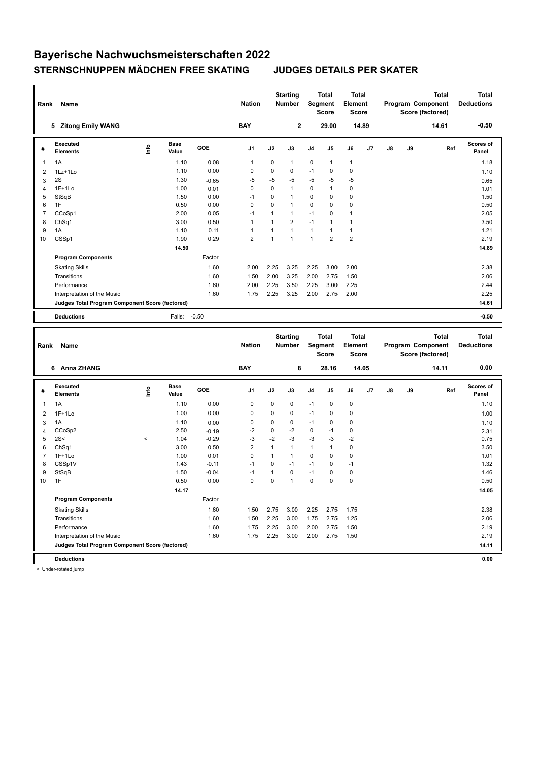# Bayerische Nachwuchsmeisterschaften 2022

## STERNSCHNUPPEN MÄDCHEN FREE SKATING JUDGES DETAILS PER SKATER

| Rank | Name | Nation | Starting Number | Total Segment Score | Total Element Score | Total Program Component Score (factored) | Total Deductions |
|---|---|---|---|---|---|---|---|
| 5 | Zitong Emily WANG | BAY | 2 | 29.00 | 14.89 | 14.61 | -0.50 |

| # | Executed Elements | Info | Base Value | GOE | J1 | J2 | J3 | J4 | J5 | J6 | J7 | J8 | J9 | Ref | Scores of Panel |
|---|---|---|---|---|---|---|---|---|---|---|---|---|---|---|---|
| 1 | 1A | | 1.10 | 0.08 | 1 | 0 | 1 | 0 | 1 | 1 | | | | | 1.18 |
| 2 | 1Lz+1Lo | | 1.10 | 0.00 | 0 | 0 | 0 | -1 | 0 | 0 | | | | | 1.10 |
| 3 | 2S | | 1.30 | -0.65 | -5 | -5 | -5 | -5 | -5 | -5 | | | | | 0.65 |
| 4 | 1F+1Lo | | 1.00 | 0.01 | 0 | 0 | 1 | 0 | 1 | 0 | | | | | 1.01 |
| 5 | StSqB | | 1.50 | 0.00 | -1 | 0 | 1 | 0 | 0 | 0 | | | | | 1.50 |
| 6 | 1F | | 0.50 | 0.00 | 0 | 0 | 1 | 0 | 0 | 0 | | | | | 0.50 |
| 7 | CCoSp1 | | 2.00 | 0.05 | -1 | 1 | 1 | -1 | 0 | 1 | | | | | 2.05 |
| 8 | ChSq1 | | 3.00 | 0.50 | 1 | 1 | 2 | -1 | 1 | 1 | | | | | 3.50 |
| 9 | 1A | | 1.10 | 0.11 | 1 | 1 | 1 | 1 | 1 | 1 | | | | | 1.21 |
| 10 | CSSp1 | | 1.90 | 0.29 | 2 | 1 | 1 | 1 | 2 | 2 | | | | | 2.19 |
| | | | 14.50 | | | | | | | | | | | | 14.89 |
| | **Program Components** | | | Factor | | | | | | | | | | | |
| | Skating Skills | | | 1.60 | 2.00 | 2.25 | 3.25 | 2.25 | 3.00 | 2.00 | | | | | 2.38 |
| | Transitions | | | 1.60 | 1.50 | 2.00 | 3.25 | 2.00 | 2.75 | 1.50 | | | | | 2.06 |
| | Performance | | | 1.60 | 2.00 | 2.25 | 3.50 | 2.25 | 3.00 | 2.25 | | | | | 2.44 |
| | Interpretation of the Music | | | 1.60 | 1.75 | 2.25 | 3.25 | 2.00 | 2.75 | 2.00 | | | | | 2.25 |
| | **Judges Total Program Component Score (factored)** | | | | | | | | | | | | | | **14.61** |
| | **Deductions** | | Falls: | -0.50 | | | | | | | | | | | **-0.50** |

| Rank | Name | Nation | Starting Number | Total Segment Score | Total Element Score | Total Program Component Score (factored) | Total Deductions |
|---|---|---|---|---|---|---|---|
| 6 | Anna ZHANG | BAY | 8 | 28.16 | 14.05 | 14.11 | 0.00 |

| # | Executed Elements | Info | Base Value | GOE | J1 | J2 | J3 | J4 | J5 | J6 | J7 | J8 | J9 | Ref | Scores of Panel |
|---|---|---|---|---|---|---|---|---|---|---|---|---|---|---|---|
| 1 | 1A | | 1.10 | 0.00 | 0 | 0 | 0 | -1 | 0 | 0 | | | | | 1.10 |
| 2 | 1F+1Lo | | 1.00 | 0.00 | 0 | 0 | 0 | -1 | 0 | 0 | | | | | 1.00 |
| 3 | 1A | | 1.10 | 0.00 | 0 | 0 | 0 | -1 | 0 | 0 | | | | | 1.10 |
| 4 | CCoSp2 | | 2.50 | -0.19 | -2 | 0 | -2 | 0 | -1 | 0 | | | | | 2.31 |
| 5 | 2S< | < | 1.04 | -0.29 | -3 | -2 | -3 | -3 | -3 | -2 | | | | | 0.75 |
| 6 | ChSq1 | | 3.00 | 0.50 | 2 | 1 | 1 | 1 | 1 | 0 | | | | | 3.50 |
| 7 | 1F+1Lo | | 1.00 | 0.01 | 0 | 1 | 1 | 0 | 0 | 0 | | | | | 1.01 |
| 8 | CSSp1V | | 1.43 | -0.11 | -1 | 0 | -1 | -1 | 0 | -1 | | | | | 1.32 |
| 9 | StSqB | | 1.50 | -0.04 | -1 | 1 | 0 | -1 | 0 | 0 | | | | | 1.46 |
| 10 | 1F | | 0.50 | 0.00 | 0 | 0 | 1 | 0 | 0 | 0 | | | | | 0.50 |
| | | | 14.17 | | | | | | | | | | | | 14.05 |
| | **Program Components** | | | Factor | | | | | | | | | | | |
| | Skating Skills | | | 1.60 | 1.50 | 2.75 | 3.00 | 2.25 | 2.75 | 1.75 | | | | | 2.38 |
| | Transitions | | | 1.60 | 1.50 | 2.25 | 3.00 | 1.75 | 2.75 | 1.25 | | | | | 2.06 |
| | Performance | | | 1.60 | 1.75 | 2.25 | 3.00 | 2.00 | 2.75 | 1.50 | | | | | 2.19 |
| | Interpretation of the Music | | | 1.60 | 1.75 | 2.25 | 3.00 | 2.00 | 2.75 | 1.50 | | | | | 2.19 |
| | **Judges Total Program Component Score (factored)** | | | | | | | | | | | | | | **14.11** |
| | **Deductions** | | | | | | | | | | | | | | **0.00** |

< Under-rotated jump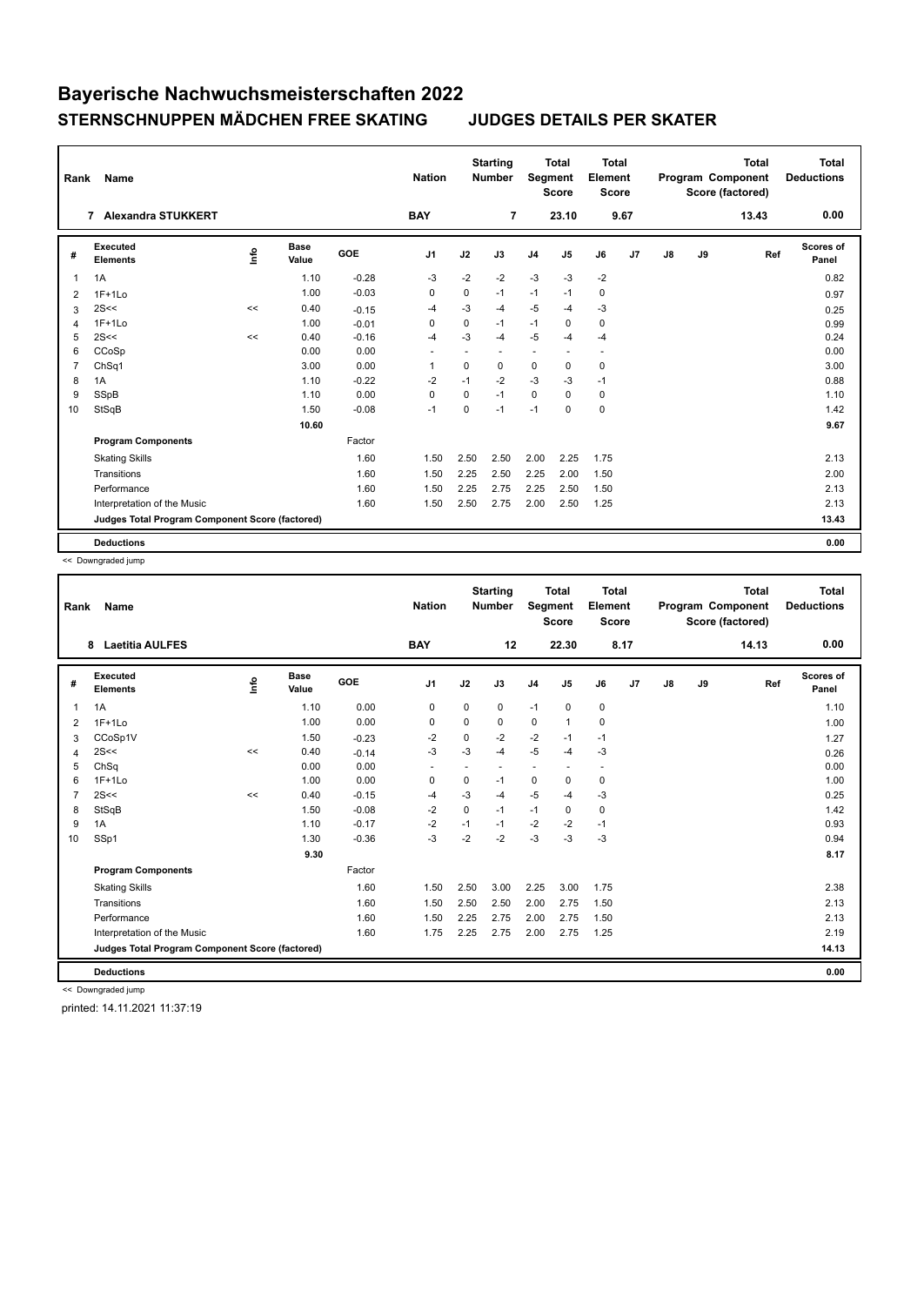# Bayerische Nachwuchsmeisterschaften 2022

## STERNSCHNUPPEN MÄDCHEN FREE SKATING JUDGES DETAILS PER SKATER

| Rank | Name | Nation | Starting Number | Total Segment Score | Total Element Score | Total Program Component Score (factored) | Total Deductions |
|---|---|---|---|---|---|---|---|
| 7 | Alexandra STUKKERT | BAY | 7 | 23.10 | 9.67 | 13.43 | 0.00 |

| # | Executed Elements | Info | Base Value | GOE | J1 | J2 | J3 | J4 | J5 | J6 | J7 | J8 | J9 | Ref | Scores of Panel |
|---|---|---|---|---|---|---|---|---|---|---|---|---|---|---|---|
| 1 | 1A | | 1.10 | -0.28 | -3 | -2 | -2 | -3 | -3 | -2 | | | | | 0.82 |
| 2 | 1F+1Lo | | 1.00 | -0.03 | 0 | 0 | -1 | -1 | -1 | 0 | | | | | 0.97 |
| 3 | 2S<< | << | 0.40 | -0.15 | -4 | -3 | -4 | -5 | -4 | -3 | | | | | 0.25 |
| 4 | 1F+1Lo | | 1.00 | -0.01 | 0 | 0 | -1 | -1 | 0 | 0 | | | | | 0.99 |
| 5 | 2S<< | << | 0.40 | -0.16 | -4 | -3 | -4 | -5 | -4 | -4 | | | | | 0.24 |
| 6 | CCoSp | | 0.00 | 0.00 | - | - | - | - | - | - | | | | | 0.00 |
| 7 | ChSq1 | | 3.00 | 0.00 | 1 | 0 | 0 | 0 | 0 | 0 | | | | | 3.00 |
| 8 | 1A | | 1.10 | -0.22 | -2 | -1 | -2 | -3 | -3 | -1 | | | | | 0.88 |
| 9 | SSpB | | 1.10 | 0.00 | 0 | 0 | -1 | 0 | 0 | 0 | | | | | 1.10 |
| 10 | StSqB | | 1.50 | -0.08 | -1 | 0 | -1 | -1 | 0 | 0 | | | | | 1.42 |
| | | | 10.60 | | | | | | | | | | | | 9.67 |
| | **Program Components** | | | Factor | | | | | | | | | | | |
| | Skating Skills | | | 1.60 | 1.50 | 2.50 | 2.50 | 2.00 | 2.25 | 1.75 | | | | | 2.13 |
| | Transitions | | | 1.60 | 1.50 | 2.25 | 2.50 | 2.25 | 2.00 | 1.50 | | | | | 2.00 |
| | Performance | | | 1.60 | 1.50 | 2.25 | 2.75 | 2.25 | 2.50 | 1.50 | | | | | 2.13 |
| | Interpretation of the Music | | | 1.60 | 1.50 | 2.50 | 2.75 | 2.00 | 2.50 | 1.25 | | | | | 2.13 |
| | **Judges Total Program Component Score (factored)** | | | | | | | | | | | | | | 13.43 |
| | **Deductions** | | | | | | | | | | | | | | 0.00 |

<< Downgraded jump

| Rank | Name | Nation | Starting Number | Total Segment Score | Total Element Score | Total Program Component Score (factored) | Total Deductions |
|---|---|---|---|---|---|---|---|
| 8 | Laetitia AULFES | BAY | 12 | 22.30 | 8.17 | 14.13 | 0.00 |

| # | Executed Elements | Info | Base Value | GOE | J1 | J2 | J3 | J4 | J5 | J6 | J7 | J8 | J9 | Ref | Scores of Panel |
|---|---|---|---|---|---|---|---|---|---|---|---|---|---|---|---|
| 1 | 1A | | 1.10 | 0.00 | 0 | 0 | 0 | -1 | 0 | 0 | | | | | 1.10 |
| 2 | 1F+1Lo | | 1.00 | 0.00 | 0 | 0 | 0 | 0 | 1 | 0 | | | | | 1.00 |
| 3 | CCoSp1V | | 1.50 | -0.23 | -2 | 0 | -2 | -2 | -1 | -1 | | | | | 1.27 |
| 4 | 2S<< | << | 0.40 | -0.14 | -3 | -3 | -4 | -5 | -4 | -3 | | | | | 0.26 |
| 5 | ChSq | | 0.00 | 0.00 | - | - | - | - | - | - | | | | | 0.00 |
| 6 | 1F+1Lo | | 1.00 | 0.00 | 0 | 0 | -1 | 0 | 0 | 0 | | | | | 1.00 |
| 7 | 2S<< | << | 0.40 | -0.15 | -4 | -3 | -4 | -5 | -4 | -3 | | | | | 0.25 |
| 8 | StSqB | | 1.50 | -0.08 | -2 | 0 | -1 | -1 | 0 | 0 | | | | | 1.42 |
| 9 | 1A | | 1.10 | -0.17 | -2 | -1 | -1 | -2 | -2 | -1 | | | | | 0.93 |
| 10 | SSp1 | | 1.30 | -0.36 | -3 | -2 | -2 | -3 | -3 | -3 | | | | | 0.94 |
| | | | 9.30 | | | | | | | | | | | | 8.17 |
| | **Program Components** | | | Factor | | | | | | | | | | | |
| | Skating Skills | | | 1.60 | 1.50 | 2.50 | 3.00 | 2.25 | 3.00 | 1.75 | | | | | 2.38 |
| | Transitions | | | 1.60 | 1.50 | 2.50 | 2.50 | 2.00 | 2.75 | 1.50 | | | | | 2.13 |
| | Performance | | | 1.60 | 1.50 | 2.25 | 2.75 | 2.00 | 2.75 | 1.50 | | | | | 2.13 |
| | Interpretation of the Music | | | 1.60 | 1.75 | 2.25 | 2.75 | 2.00 | 2.75 | 1.25 | | | | | 2.19 |
| | **Judges Total Program Component Score (factored)** | | | | | | | | | | | | | | 14.13 |
| | **Deductions** | | | | | | | | | | | | | | 0.00 |

<< Downgraded jump

printed: 14.11.2021 11:37:19